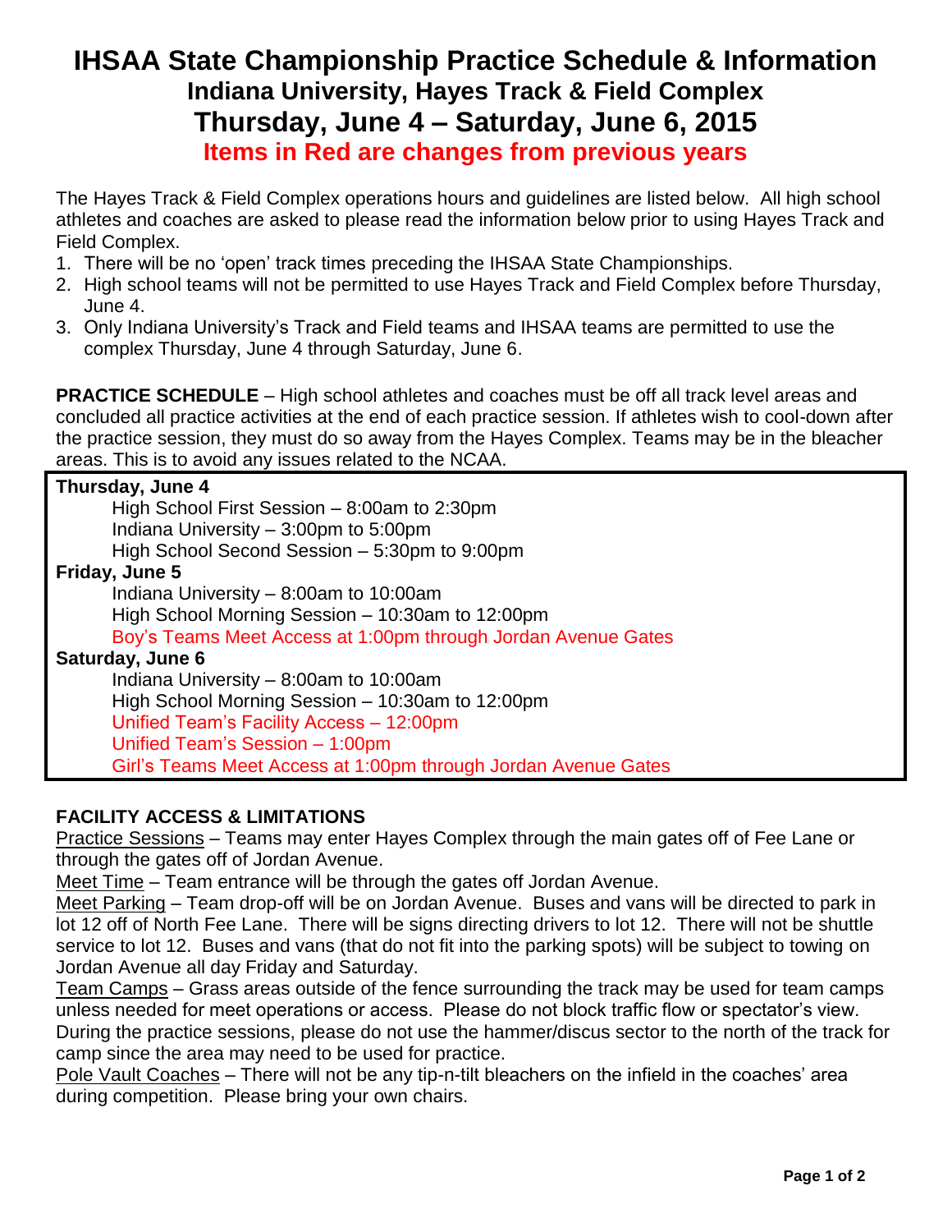# IHSAA State Championship Practice Schedule & Information

## Indiana University, Hayes Track & Field Complex

## Thursday, June 4 – Saturday, June 6, 2015

### Items in Red are changes from previous years

The Hayes Track & Field Complex operations hours and guidelines are listed below. All high school athletes and coaches are asked to please read the information below prior to using Hayes Track and Field Complex.

1. There will be no 'open' track times preceding the IHSAA State Championships.
2. High school teams will not be permitted to use Hayes Track and Field Complex before Thursday, June 4.
3. Only Indiana University's Track and Field teams and IHSAA teams are permitted to use the complex Thursday, June 4 through Saturday, June 6.

**PRACTICE SCHEDULE** – High school athletes and coaches must be off all track level areas and concluded all practice activities at the end of each practice session. If athletes wish to cool-down after the practice session, they must do so away from the Hayes Complex. Teams may be in the bleacher areas. This is to avoid any issues related to the NCAA.

**Thursday, June 4**
- High School First Session – 8:00am to 2:30pm
- Indiana University – 3:00pm to 5:00pm
- High School Second Session – 5:30pm to 9:00pm

**Friday, June 5**
- Indiana University – 8:00am to 10:00am
- High School Morning Session – 10:30am to 12:00pm
- Boy's Teams Meet Access at 1:00pm through Jordan Avenue Gates

**Saturday, June 6**
- Indiana University – 8:00am to 10:00am
- High School Morning Session – 10:30am to 12:00pm
- Unified Team's Facility Access – 12:00pm
- Unified Team's Session – 1:00pm
- Girl's Teams Meet Access at 1:00pm through Jordan Avenue Gates

**FACILITY ACCESS & LIMITATIONS**

Practice Sessions – Teams may enter Hayes Complex through the main gates off of Fee Lane or through the gates off of Jordan Avenue.

Meet Time – Team entrance will be through the gates off Jordan Avenue.

Meet Parking – Team drop-off will be on Jordan Avenue. Buses and vans will be directed to park in lot 12 off of North Fee Lane. There will be signs directing drivers to lot 12. There will not be shuttle service to lot 12. Buses and vans (that do not fit into the parking spots) will be subject to towing on Jordan Avenue all day Friday and Saturday.

Team Camps – Grass areas outside of the fence surrounding the track may be used for team camps unless needed for meet operations or access. Please do not block traffic flow or spectator's view. During the practice sessions, please do not use the hammer/discus sector to the north of the track for camp since the area may need to be used for practice.

Pole Vault Coaches – There will not be any tip-n-tilt bleachers on the infield in the coaches' area during competition. Please bring your own chairs.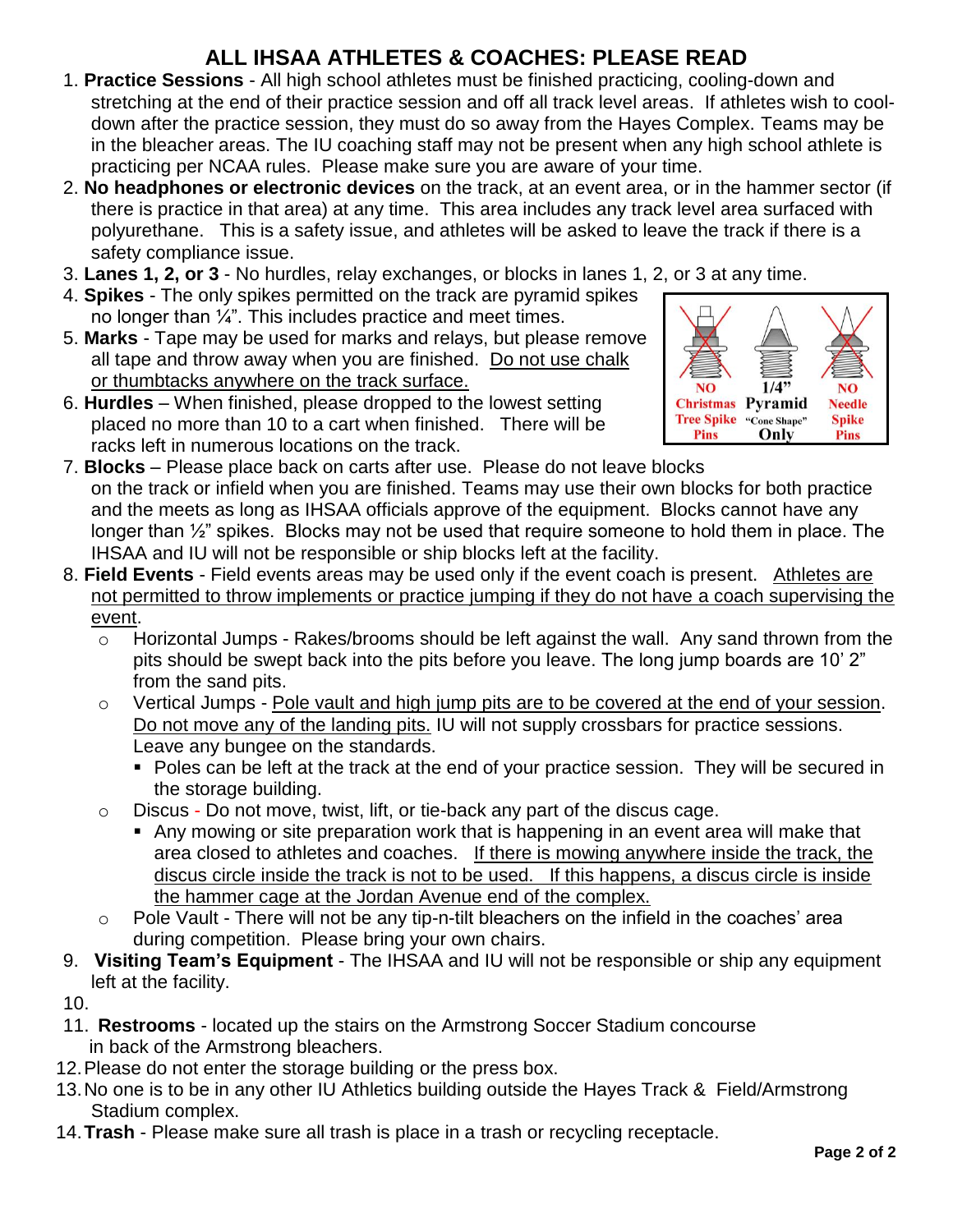# ALL IHSAA ATHLETES & COACHES: PLEASE READ

1. **Practice Sessions** - All high school athletes must be finished practicing, cooling-down and stretching at the end of their practice session and off all track level areas. If athletes wish to cool-down after the practice session, they must do so away from the Hayes Complex. Teams may be in the bleacher areas. The IU coaching staff may not be present when any high school athlete is practicing per NCAA rules. Please make sure you are aware of your time.
2. **No headphones or electronic devices** on the track, at an event area, or in the hammer sector (if there is practice in that area) at any time. This area includes any track level area surfaced with polyurethane. This is a safety issue, and athletes will be asked to leave the track if there is a safety compliance issue.
3. **Lanes 1, 2, or 3** - No hurdles, relay exchanges, or blocks in lanes 1, 2, or 3 at any time.
4. **Spikes** - The only spikes permitted on the track are pyramid spikes no longer than ¼". This includes practice and meet times.
5. **Marks** - Tape may be used for marks and relays, but please remove all tape and throw away when you are finished. <u>Do not use chalk or thumbtacks anywhere on the track surface.</u>
6. **Hurdles** – When finished, please dropped to the lowest setting placed no more than 10 to a cart when finished. There will be racks left in numerous locations on the track.

NO Christmas Tree Spike Pins | 1/4" Pyramid "Cone Shape" Only | NO Needle Spike Pins

7. **Blocks** – Please place back on carts after use. Please do not leave blocks on the track or infield when you are finished. Teams may use their own blocks for both practice and the meets as long as IHSAA officials approve of the equipment. Blocks cannot have any longer than ½" spikes. Blocks may not be used that require someone to hold them in place. The IHSAA and IU will not be responsible or ship blocks left at the facility.
8. **Field Events** - Field events areas may be used only if the event coach is present. <u>Athletes are not permitted to throw implements or practice jumping if they do not have a coach supervising the event</u>.
   - Horizontal Jumps - Rakes/brooms should be left against the wall. Any sand thrown from the pits should be swept back into the pits before you leave. The long jump boards are 10' 2" from the sand pits.
   - Vertical Jumps - <u>Pole vault and high jump pits are to be covered at the end of your session</u>. <u>Do not move any of the landing pits.</u> IU will not supply crossbars for practice sessions. Leave any bungee on the standards.
     - Poles can be left at the track at the end of your practice session. They will be secured in the storage building.
   - Discus - Do not move, twist, lift, or tie-back any part of the discus cage.
     - Any mowing or site preparation work that is happening in an event area will make that area closed to athletes and coaches. <u>If there is mowing anywhere inside the track, the discus circle inside the track is not to be used. If this happens, a discus circle is inside the hammer cage at the Jordan Avenue end of the complex.</u>
   - Pole Vault - There will not be any tip-n-tilt bleachers on the infield in the coaches' area during competition. Please bring your own chairs.
9. **Visiting Team's Equipment** - The IHSAA and IU will not be responsible or ship any equipment left at the facility.
10. 
11. **Restrooms** - located up the stairs on the Armstrong Soccer Stadium concourse in back of the Armstrong bleachers.
12. Please do not enter the storage building or the press box.
13. No one is to be in any other IU Athletics building outside the Hayes Track & Field/Armstrong Stadium complex.
14. **Trash** - Please make sure all trash is place in a trash or recycling receptacle.